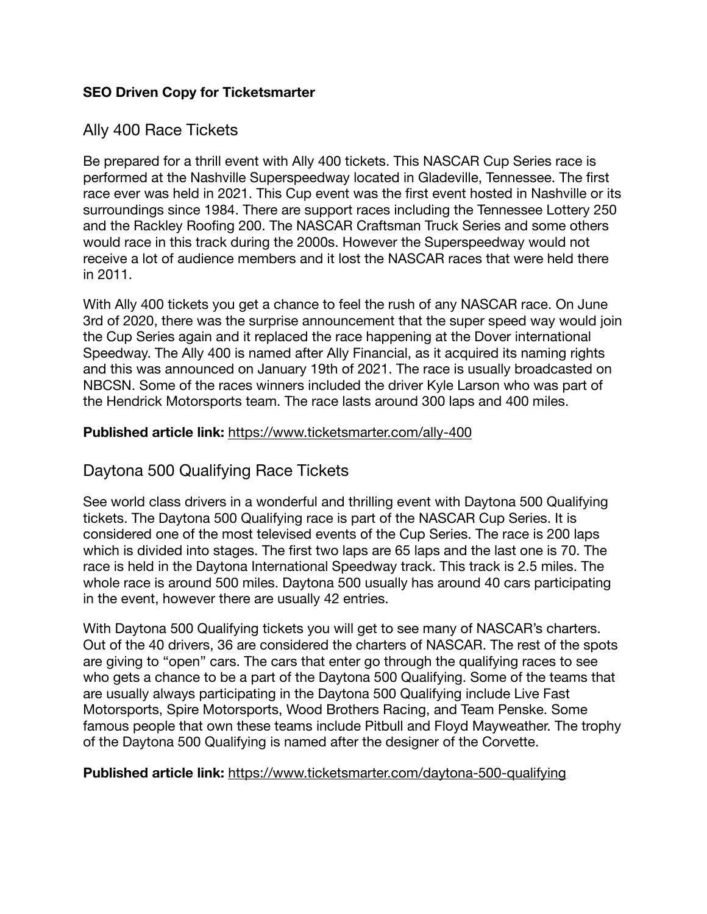**SEO Driven Copy for Ticketsmarter**

## Ally 400 Race Tickets

Be prepared for a thrill event with Ally 400 tickets. This NASCAR Cup Series race is performed at the Nashville Superspeedway located in Gladeville, Tennessee. The first race ever was held in 2021. This Cup event was the first event hosted in Nashville or its surroundings since 1984. There are support races including the Tennessee Lottery 250 and the Rackley Roofing 200. The NASCAR Craftsman Truck Series and some others would race in this track during the 2000s. However the Superspeedway would not receive a lot of audience members and it lost the NASCAR races that were held there in 2011.

With Ally 400 tickets you get a chance to feel the rush of any NASCAR race. On June 3rd of 2020, there was the surprise announcement that the super speed way would join the Cup Series again and it replaced the race happening at the Dover international Speedway. The Ally 400 is named after Ally Financial, as it acquired its naming rights and this was announced on January 19th of 2021. The race is usually broadcasted on NBCSN. Some of the races winners included the driver Kyle Larson who was part of the Hendrick Motorsports team. The race lasts around 300 laps and 400 miles.

**Published article link:** https://www.ticketsmarter.com/ally-400

## Daytona 500 Qualifying Race Tickets

See world class drivers in a wonderful and thrilling event with Daytona 500 Qualifying tickets. The Daytona 500 Qualifying race is part of the NASCAR Cup Series. It is considered one of the most televised events of the Cup Series. The race is 200 laps which is divided into stages. The first two laps are 65 laps and the last one is 70. The race is held in the Daytona International Speedway track. This track is 2.5 miles. The whole race is around 500 miles. Daytona 500 usually has around 40 cars participating in the event, however there are usually 42 entries.

With Daytona 500 Qualifying tickets you will get to see many of NASCAR's charters. Out of the 40 drivers, 36 are considered the charters of NASCAR. The rest of the spots are giving to "open" cars. The cars that enter go through the qualifying races to see who gets a chance to be a part of the Daytona 500 Qualifying. Some of the teams that are usually always participating in the Daytona 500 Qualifying include Live Fast Motorsports, Spire Motorsports, Wood Brothers Racing, and Team Penske. Some famous people that own these teams include Pitbull and Floyd Mayweather. The trophy of the Daytona 500 Qualifying is named after the designer of the Corvette.

**Published article link:** https://www.ticketsmarter.com/daytona-500-qualifying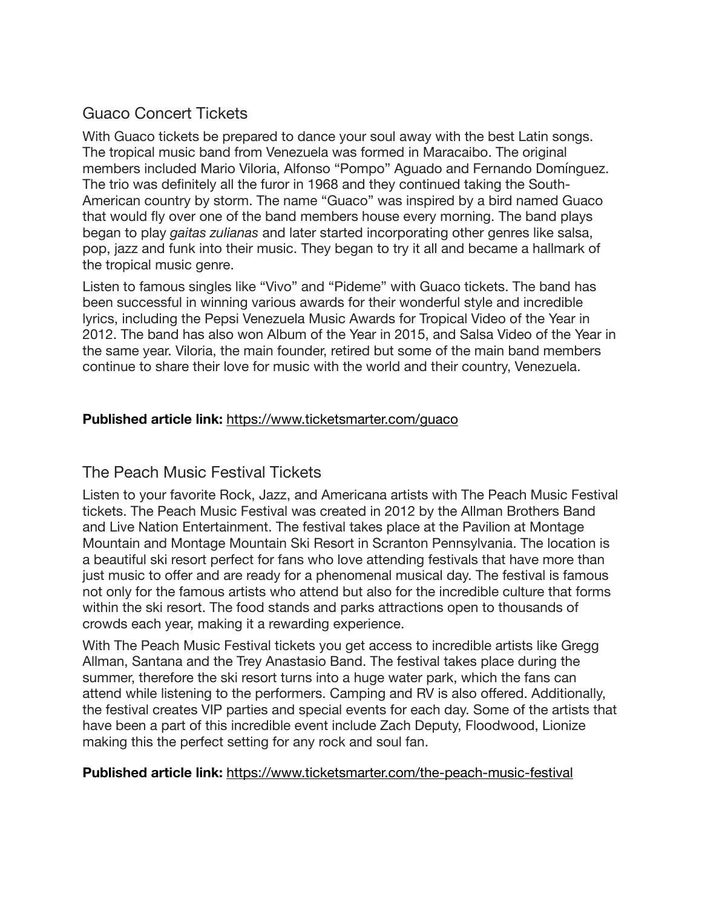## Guaco Concert Tickets

With Guaco tickets be prepared to dance your soul away with the best Latin songs. The tropical music band from Venezuela was formed in Maracaibo. The original members included Mario Viloria, Alfonso "Pompo" Aguado and Fernando Domínguez. The trio was definitely all the furor in 1968 and they continued taking the South-American country by storm. The name "Guaco" was inspired by a bird named Guaco that would fly over one of the band members house every morning. The band plays began to play *gaitas zulianas* and later started incorporating other genres like salsa, pop, jazz and funk into their music. They began to try it all and became a hallmark of the tropical music genre.

Listen to famous singles like "Vivo" and "Pideme" with Guaco tickets. The band has been successful in winning various awards for their wonderful style and incredible lyrics, including the Pepsi Venezuela Music Awards for Tropical Video of the Year in 2012. The band has also won Album of the Year in 2015, and Salsa Video of the Year in the same year. Viloria, the main founder, retired but some of the main band members continue to share their love for music with the world and their country, Venezuela.

**Published article link:** https://www.ticketsmarter.com/guaco

## The Peach Music Festival Tickets

Listen to your favorite Rock, Jazz, and Americana artists with The Peach Music Festival tickets. The Peach Music Festival was created in 2012 by the Allman Brothers Band and Live Nation Entertainment. The festival takes place at the Pavilion at Montage Mountain and Montage Mountain Ski Resort in Scranton Pennsylvania. The location is a beautiful ski resort perfect for fans who love attending festivals that have more than just music to offer and are ready for a phenomenal musical day. The festival is famous not only for the famous artists who attend but also for the incredible culture that forms within the ski resort. The food stands and parks attractions open to thousands of crowds each year, making it a rewarding experience.

With The Peach Music Festival tickets you get access to incredible artists like Gregg Allman, Santana and the Trey Anastasio Band. The festival takes place during the summer, therefore the ski resort turns into a huge water park, which the fans can attend while listening to the performers. Camping and RV is also offered. Additionally, the festival creates VIP parties and special events for each day. Some of the artists that have been a part of this incredible event include Zach Deputy, Floodwood, Lionize making this the perfect setting for any rock and soul fan.

**Published article link:** https://www.ticketsmarter.com/the-peach-music-festival